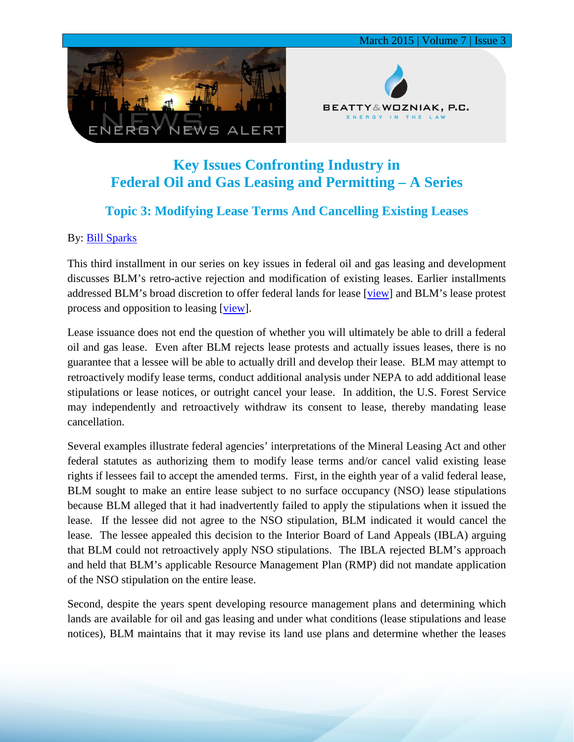# Key Issues Confronting Industry in Federal Oil and Gas Leasing and Permitting – A Series

## Topic 3: Modifying Lease Terms And Cancelling Existing Leases

By: Bill Sparks

This third installment in our series on key issues in federal oil and gas leasing and development discusses BLM's retro-active rejection and modification of existing leases. Earlier installments addressed BLM's broad discretion to offer federal lands for lease [view] and BLM's lease protest process and opposition to leasing [view].

Lease issuance does not end the question of whether you will ultimately be able to drill a federal oil and gas lease. Even after BLM rejects lease protests and actually issues leases, there is no guarantee that a lessee will be able to actually drill and develop their lease. BLM may attempt to retroactively modify lease terms, conduct additional analysis under NEPA to add additional lease stipulations or lease notices, or outright cancel your lease. In addition, the U.S. Forest Service may independently and retroactively withdraw its consent to lease, thereby mandating lease cancellation.

Several examples illustrate federal agencies' interpretations of the Mineral Leasing Act and other federal statutes as authorizing them to modify lease terms and/or cancel valid existing lease rights if lessees fail to accept the amended terms. First, in the eighth year of a valid federal lease, BLM sought to make an entire lease subject to no surface occupancy (NSO) lease stipulations because BLM alleged that it had inadvertently failed to apply the stipulations when it issued the lease. If the lessee did not agree to the NSO stipulation, BLM indicated it would cancel the lease. The lessee appealed this decision to the Interior Board of Land Appeals (IBLA) arguing that BLM could not retroactively apply NSO stipulations. The IBLA rejected BLM's approach and held that BLM's applicable Resource Management Plan (RMP) did not mandate application of the NSO stipulation on the entire lease.

Second, despite the years spent developing resource management plans and determining which lands are available for oil and gas leasing and under what conditions (lease stipulations and lease notices), BLM maintains that it may revise its land use plans and determine whether the leases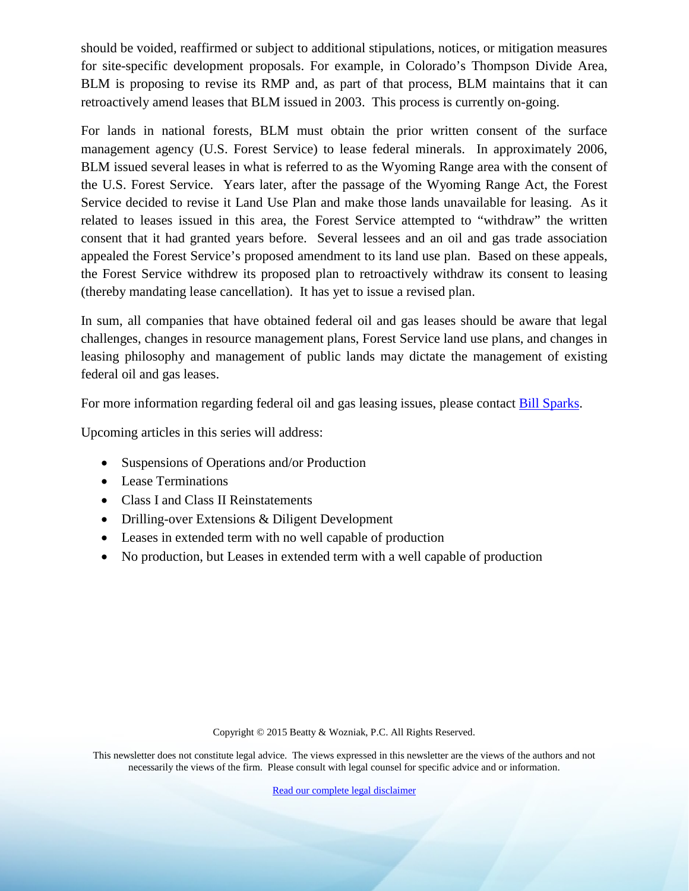should be voided, reaffirmed or subject to additional stipulations, notices, or mitigation measures for site-specific development proposals. For example, in Colorado's Thompson Divide Area, BLM is proposing to revise its RMP and, as part of that process, BLM maintains that it can retroactively amend leases that BLM issued in 2003. This process is currently on-going.

For lands in national forests, BLM must obtain the prior written consent of the surface management agency (U.S. Forest Service) to lease federal minerals. In approximately 2006, BLM issued several leases in what is referred to as the Wyoming Range area with the consent of the U.S. Forest Service. Years later, after the passage of the Wyoming Range Act, the Forest Service decided to revise it Land Use Plan and make those lands unavailable for leasing. As it related to leases issued in this area, the Forest Service attempted to "withdraw" the written consent that it had granted years before. Several lessees and an oil and gas trade association appealed the Forest Service's proposed amendment to its land use plan. Based on these appeals, the Forest Service withdrew its proposed plan to retroactively withdraw its consent to leasing (thereby mandating lease cancellation). It has yet to issue a revised plan.

In sum, all companies that have obtained federal oil and gas leases should be aware that legal challenges, changes in resource management plans, Forest Service land use plans, and changes in leasing philosophy and management of public lands may dictate the management of existing federal oil and gas leases.

For more information regarding federal oil and gas leasing issues, please contact Bill Sparks.

Upcoming articles in this series will address:

- Suspensions of Operations and/or Production
- Lease Terminations
- Class I and Class II Reinstatements
- Drilling-over Extensions & Diligent Development
- Leases in extended term with no well capable of production
- No production, but Leases in extended term with a well capable of production

Copyright © 2015 Beatty & Wozniak, P.C. All Rights Reserved.

This newsletter does not constitute legal advice. The views expressed in this newsletter are the views of the authors and not necessarily the views of the firm. Please consult with legal counsel for specific advice and or information.

Read our complete legal disclaimer